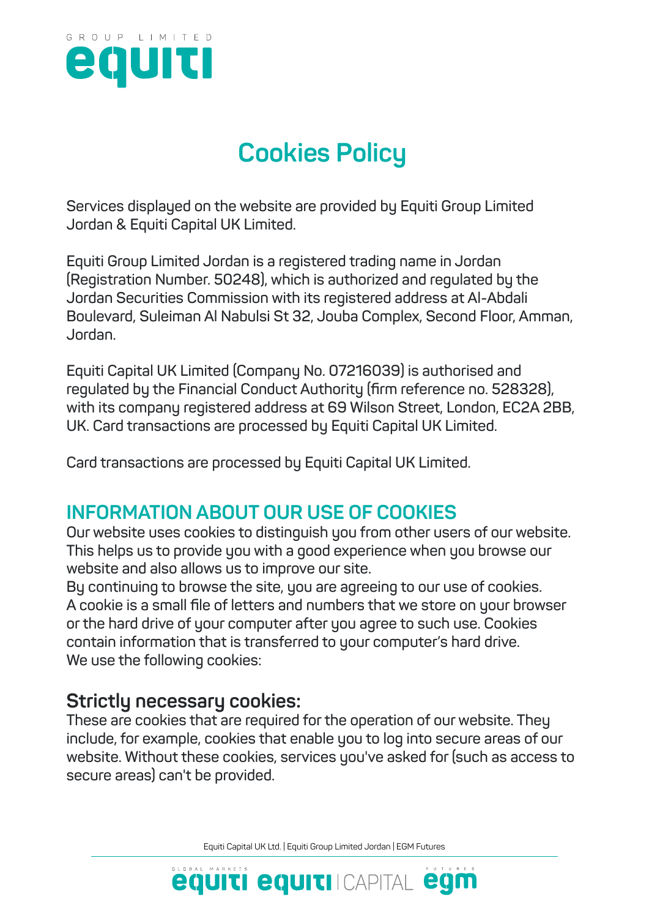# Cookies Policy

Services displayed on the website are provided by Equiti Group Limited Jordan & Equiti Capital UK Limited.

Equiti Group Limited Jordan is a registered trading name in Jordan (Registration Number. 50248), which is authorized and regulated by the Jordan Securities Commission with its registered address at Al-Abdali Boulevard, Suleiman Al Nabulsi St 32, Jouba Complex, Second Floor, Amman, Jordan.

Equiti Capital UK Limited (Company No. 07216039) is authorised and regulated by the Financial Conduct Authority (firm reference no. 528328), with its company registered address at 69 Wilson Street, London, EC2A 2BB, UK. Card transactions are processed by Equiti Capital UK Limited.

Card transactions are processed by Equiti Capital UK Limited.

## INFORMATION ABOUT OUR USE OF COOKIES

Our website uses cookies to distinguish you from other users of our website. This helps us to provide you with a good experience when you browse our website and also allows us to improve our site.
By continuing to browse the site, you are agreeing to our use of cookies.
A cookie is a small file of letters and numbers that we store on your browser or the hard drive of your computer after you agree to such use. Cookies contain information that is transferred to your computer's hard drive.
We use the following cookies:

### Strictly necessary cookies:

These are cookies that are required for the operation of our website. They include, for example, cookies that enable you to log into secure areas of our website. Without these cookies, services you've asked for (such as access to secure areas) can't be provided.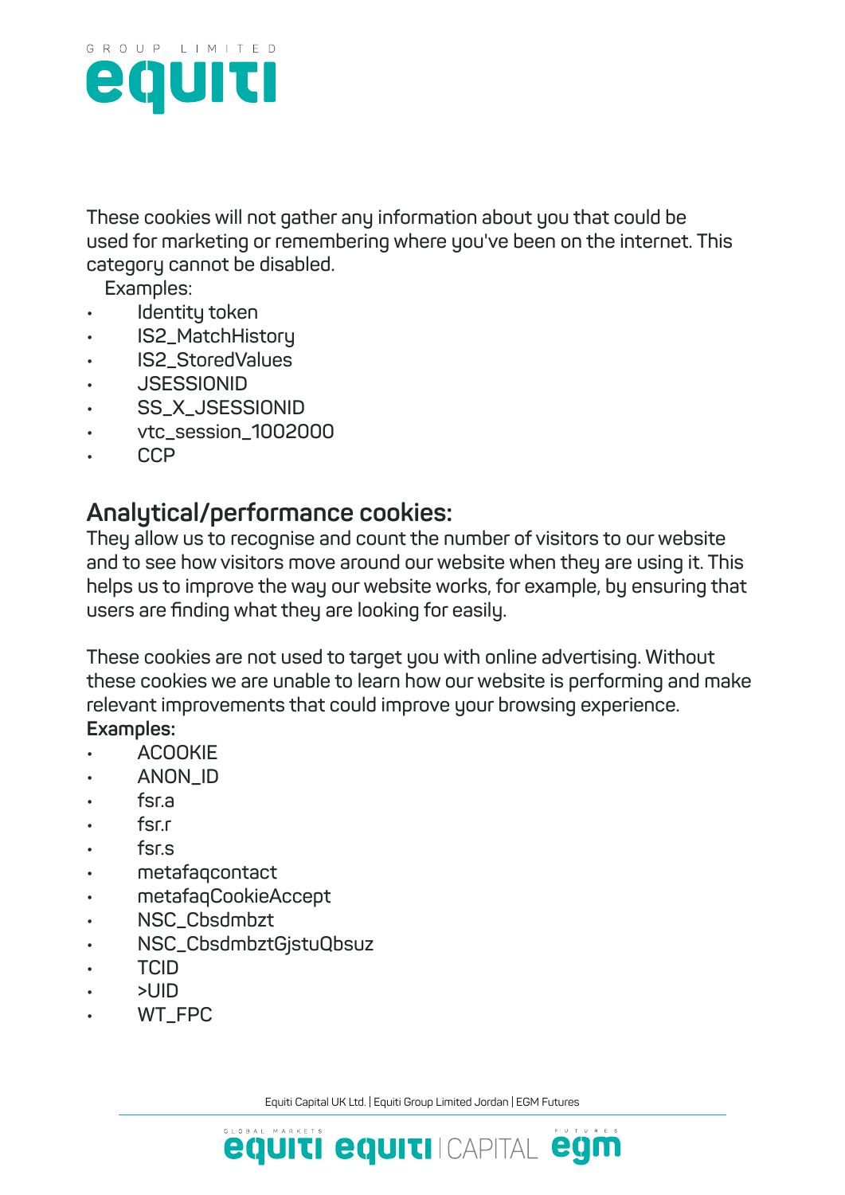These cookies will not gather any information about you that could be used for marketing or remembering where you've been on the internet. This category cannot be disabled.

Examples:

- Identity token
- IS2_MatchHistory
- IS2_StoredValues
- JSESSIONID
- SS_X_JSESSIONID
- vtc_session_1002000
- CCP

## Analytical/performance cookies:

They allow us to recognise and count the number of visitors to our website and to see how visitors move around our website when they are using it. This helps us to improve the way our website works, for example, by ensuring that users are finding what they are looking for easily.

These cookies are not used to target you with online advertising. Without these cookies we are unable to learn how our website is performing and make relevant improvements that could improve your browsing experience.

**Examples:**

- ACOOKIE
- ANON_ID
- fsr.a
- fsr.r
- fsr.s
- metafaqcontact
- metafaqCookieAccept
- NSC_Cbsdmbzt
- NSC_CbsdmbztGjstuQbsuz
- TCID
- >UID
- WT_FPC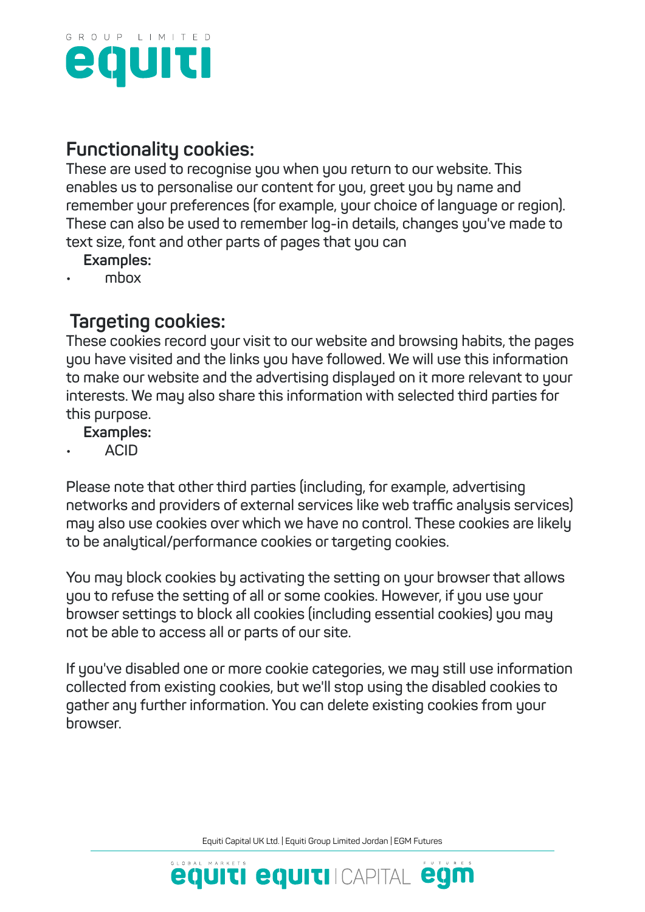## Functionality cookies:

These are used to recognise you when you return to our website. This enables us to personalise our content for you, greet you by name and remember your preferences (for example, your choice of language or region). These can also be used to remember log-in details, changes you've made to text size, font and other parts of pages that you can

**Examples:**

- mbox

## Targeting cookies:

These cookies record your visit to our website and browsing habits, the pages you have visited and the links you have followed. We will use this information to make our website and the advertising displayed on it more relevant to your interests. We may also share this information with selected third parties for this purpose.

**Examples:**

- ACID

Please note that other third parties (including, for example, advertising networks and providers of external services like web traffic analysis services) may also use cookies over which we have no control. These cookies are likely to be analytical/performance cookies or targeting cookies.

You may block cookies by activating the setting on your browser that allows you to refuse the setting of all or some cookies. However, if you use your browser settings to block all cookies (including essential cookies) you may not be able to access all or parts of our site.

If you've disabled one or more cookie categories, we may still use information collected from existing cookies, but we'll stop using the disabled cookies to gather any further information. You can delete existing cookies from your browser.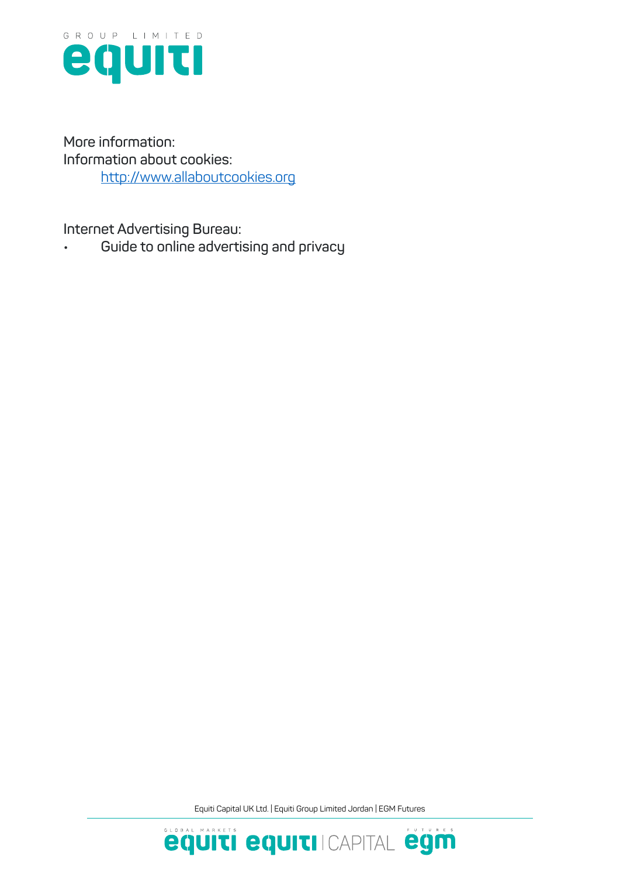More information:
Information about cookies:
    http://www.allaboutcookies.org

Internet Advertising Bureau:

- Guide to online advertising and privacy